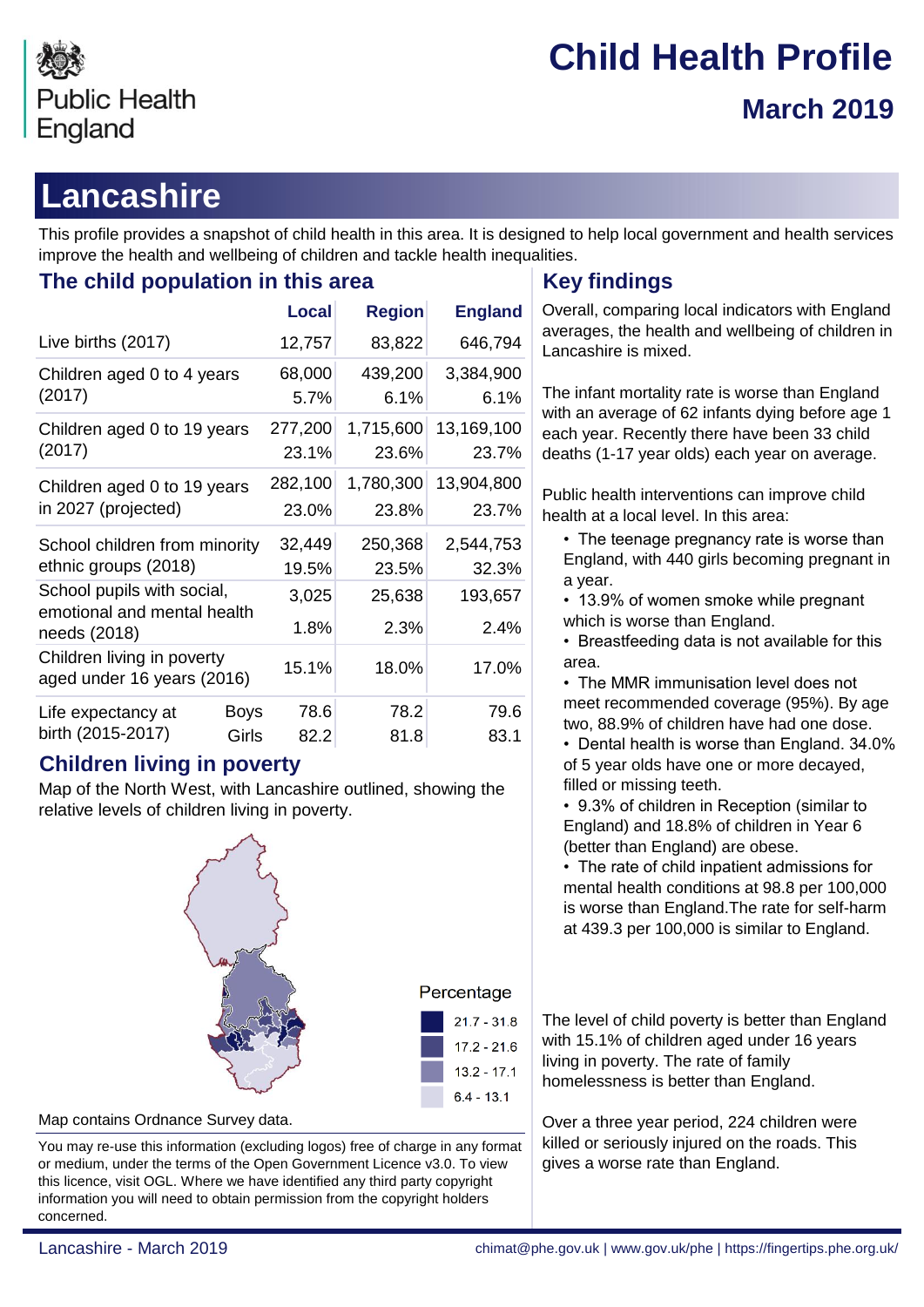Public Health England

# Child Health Profile

## March 2019

# Lancashire

This profile provides a snapshot of child health in this area. It is designed to help local government and health services improve the health and wellbeing of children and tackle health inequalities.

## The child population in this area

| | | Local | Region | England |
|---|---|---|---|---|
| Live births (2017) | | 12,757 | 83,822 | 646,794 |
| Children aged 0 to 4 years (2017) | | 68,000<br>5.7% | 439,200<br>6.1% | 3,384,900<br>6.1% |
| Children aged 0 to 19 years (2017) | | 277,200<br>23.1% | 1,715,600<br>23.6% | 13,169,100<br>23.7% |
| Children aged 0 to 19 years in 2027 (projected) | | 282,100<br>23.0% | 1,780,300<br>23.8% | 13,904,800<br>23.7% |
| School children from minority ethnic groups (2018) | | 32,449<br>19.5% | 250,368<br>23.5% | 2,544,753<br>32.3% |
| School pupils with social, emotional and mental health needs (2018) | | 3,025<br>1.8% | 25,638<br>2.3% | 193,657<br>2.4% |
| Children living in poverty aged under 16 years (2016) | | 15.1% | 18.0% | 17.0% |
| Life expectancy at birth (2015-2017) | Boys | 78.6 | 78.2 | 79.6 |
| | Girls | 82.2 | 81.8 | 83.1 |

## Children living in poverty

Map of the North West, with Lancashire outlined, showing the relative levels of children living in poverty.

Percentage
- 21.7 - 31.8
- 17.2 - 21.6
- 13.2 - 17.1
- 6.4 - 13.1

Map contains Ordnance Survey data.

You may re-use this information (excluding logos) free of charge in any format or medium, under the terms of the Open Government Licence v3.0. To view this licence, visit OGL. Where we have identified any third party copyright information you will need to obtain permission from the copyright holders concerned.

## Key findings

Overall, comparing local indicators with England averages, the health and wellbeing of children in Lancashire is mixed.

The infant mortality rate is worse than England with an average of 62 infants dying before age 1 each year. Recently there have been 33 child deaths (1-17 year olds) each year on average.

Public health interventions can improve child health at a local level. In this area:

- The teenage pregnancy rate is worse than England, with 440 girls becoming pregnant in a year.
- 13.9% of women smoke while pregnant which is worse than England.
- Breastfeeding data is not available for this area.
- The MMR immunisation level does not meet recommended coverage (95%). By age two, 88.9% of children have had one dose.
- Dental health is worse than England. 34.0% of 5 year olds have one or more decayed, filled or missing teeth.
- 9.3% of children in Reception (similar to England) and 18.8% of children in Year 6 (better than England) are obese.
- The rate of child inpatient admissions for mental health conditions at 98.8 per 100,000 is worse than England.The rate for self-harm at 439.3 per 100,000 is similar to England.

The level of child poverty is better than England with 15.1% of children aged under 16 years living in poverty. The rate of family homelessness is better than England.

Over a three year period, 224 children were killed or seriously injured on the roads. This gives a worse rate than England.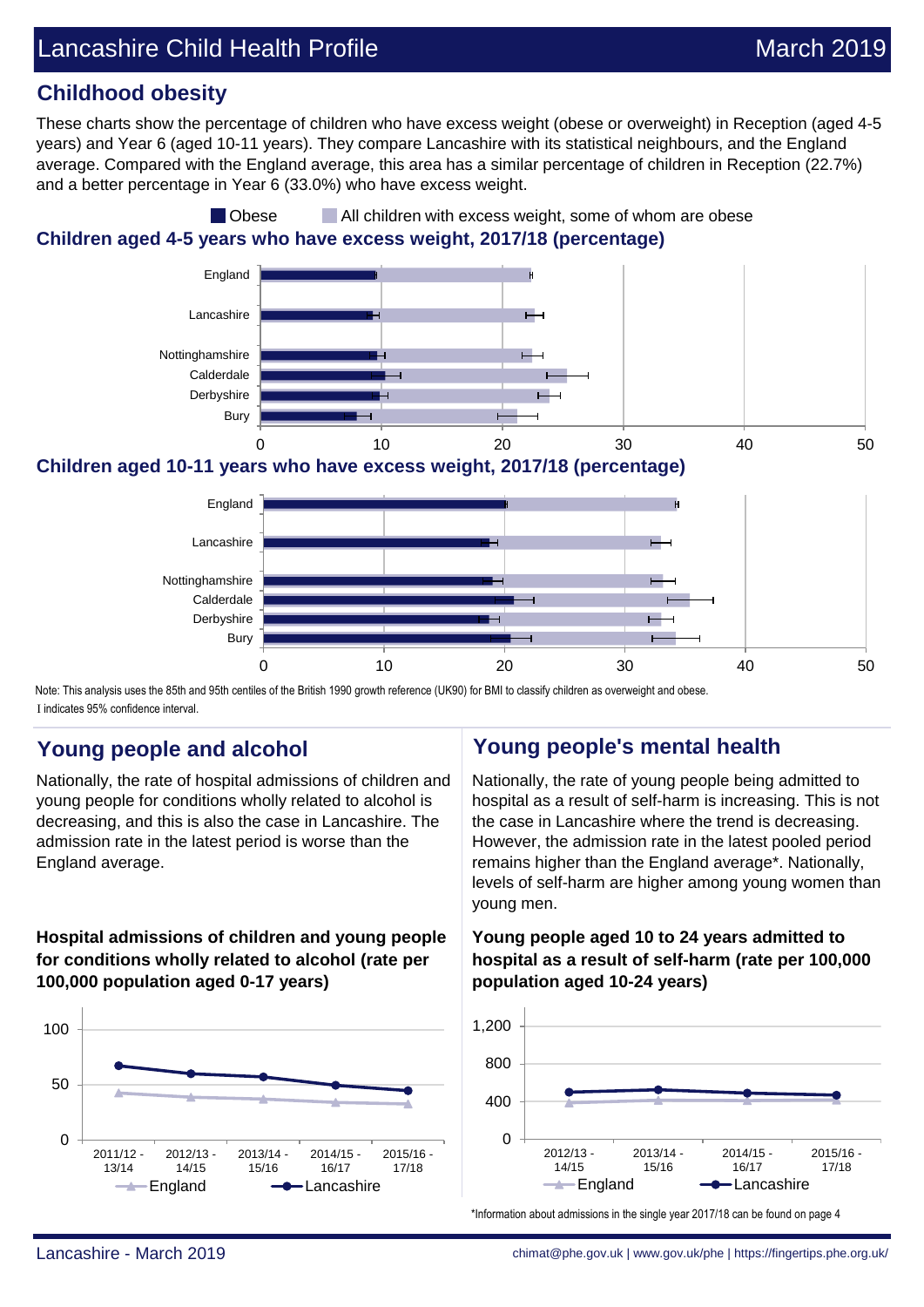## Childhood obesity

These charts show the percentage of children who have excess weight (obese or overweight) in Reception (aged 4-5 years) and Year 6 (aged 10-11 years). They compare Lancashire with its statistical neighbours, and the England average. Compared with the England average, this area has a similar percentage of children in Reception (22.7%) and a better percentage in Year 6 (33.0%) who have excess weight.

Obese | All children with excess weight, some of whom are obese

### Children aged 4-5 years who have excess weight, 2017/18 (percentage)

### Children aged 10-11 years who have excess weight, 2017/18 (percentage)

Note: This analysis uses the 85th and 95th centiles of the British 1990 growth reference (UK90) for BMI to classify children as overweight and obese.
I indicates 95% confidence interval.

## Young people and alcohol

Nationally, the rate of hospital admissions of children and young people for conditions wholly related to alcohol is decreasing, and this is also the case in Lancashire. The admission rate in the latest period is worse than the England average.

**Hospital admissions of children and young people for conditions wholly related to alcohol (rate per 100,000 population aged 0-17 years)**

## Young people's mental health

Nationally, the rate of young people being admitted to hospital as a result of self-harm is increasing. This is not the case in Lancashire where the trend is decreasing. However, the admission rate in the latest pooled period remains higher than the England average*. Nationally, levels of self-harm are higher among young women than young men.

**Young people aged 10 to 24 years admitted to hospital as a result of self-harm (rate per 100,000 population aged 10-24 years)**

*Information about admissions in the single year 2017/18 can be found on page 4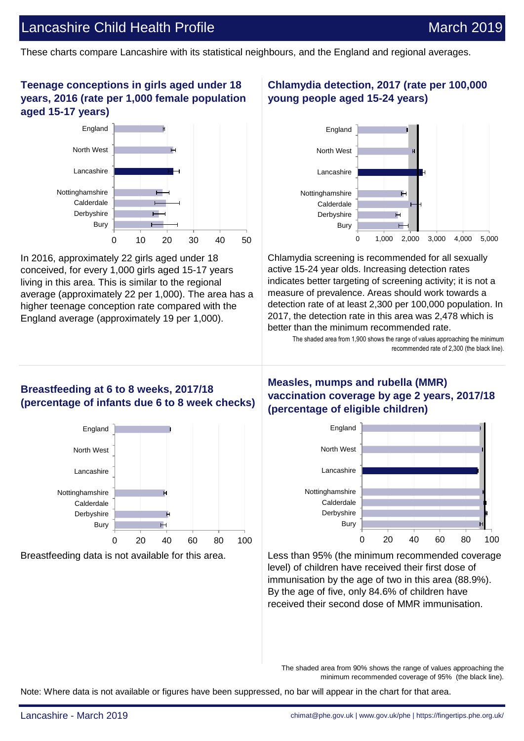These charts compare Lancashire with its statistical neighbours, and the England and regional averages.

### Teenage conceptions in girls aged under 18 years, 2016 (rate per 1,000 female population aged 15-17 years)

In 2016, approximately 22 girls aged under 18 conceived, for every 1,000 girls aged 15-17 years living in this area. This is similar to the regional average (approximately 22 per 1,000). The area has a higher teenage conception rate compared with the England average (approximately 19 per 1,000).

### Chlamydia detection, 2017 (rate per 100,000 young people aged 15-24 years)

Chlamydia screening is recommended for all sexually active 15-24 year olds. Increasing detection rates indicates better targeting of screening activity; it is not a measure of prevalence. Areas should work towards a detection rate of at least 2,300 per 100,000 population. In 2017, the detection rate in this area was 2,478 which is better than the minimum recommended rate.

The shaded area from 1,900 shows the range of values approaching the minimum recommended rate of 2,300 (the black line).

### Breastfeeding at 6 to 8 weeks, 2017/18 (percentage of infants due 6 to 8 week checks)

Breastfeeding data is not available for this area.

### Measles, mumps and rubella (MMR) vaccination coverage by age 2 years, 2017/18 (percentage of eligible children)

Less than 95% (the minimum recommended coverage level) of children have received their first dose of immunisation by the age of two in this area (88.9%). By the age of five, only 84.6% of children have received their second dose of MMR immunisation.

The shaded area from 90% shows the range of values approaching the minimum recommended coverage of 95% (the black line).

Note: Where data is not available or figures have been suppressed, no bar will appear in the chart for that area.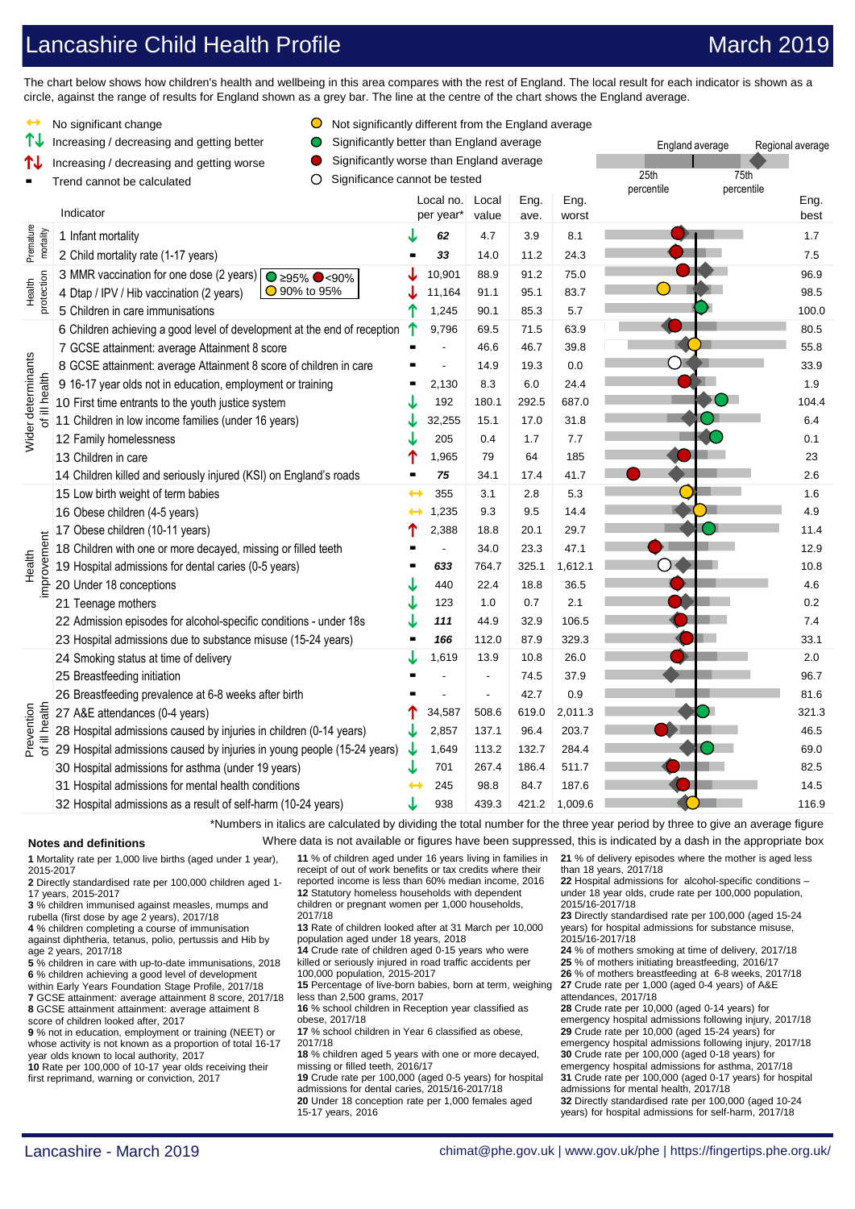# Lancashire Child Health Profile

March 2019

The chart below shows how children's health and wellbeing in this area compares with the rest of England. The local result for each indicator is shown as a circle, against the range of results for England shown as a grey bar. The line at the centre of the chart shows the England average.

- ↔ No significant change
- ↑↓ Increasing / decreasing and getting better
- ↑↓ Increasing / decreasing and getting worse
- ▪ Trend cannot be calculated

- Not significantly different from the England average
- Significantly better than England average
- Significantly worse than England average
- Significance cannot be tested

England average | Regional average | 25th percentile | 75th percentile

| | Indicator | Trend | Local no. per year* | Local value | Eng. ave. | Eng. worst | Eng. best |
|---|---|---|---|---|---|---|---|
| Premature mortality | 1 Infant mortality | ↓ | *62* | 4.7 | 3.9 | 8.1 | 1.7 |
| | 2 Child mortality rate (1-17 years) | ▪ | *33* | 14.0 | 11.2 | 24.3 | 7.5 |
| Health protection | 3 MMR vaccination for one dose (2 years) (≥95% / <90% / 90% to 95%) | ↓ | 10,901 | 88.9 | 91.2 | 75.0 | 96.9 |
| | 4 Dtap / IPV / Hib vaccination (2 years) | ↓ | 11,164 | 91.1 | 95.1 | 83.7 | 98.5 |
| | 5 Children in care immunisations | ↑ | 1,245 | 90.1 | 85.3 | 5.7 | 100.0 |
| Wider determinants of ill health | 6 Children achieving a good level of development at the end of reception | ↑ | 9,796 | 69.5 | 71.5 | 63.9 | 80.5 |
| | 7 GCSE attainment: average Attainment 8 score | ▪ | - | 46.6 | 46.7 | 39.8 | 55.8 |
| | 8 GCSE attainment: average Attainment 8 score of children in care | ▪ | - | 14.9 | 19.3 | 0.0 | 33.9 |
| | 9 16-17 year olds not in education, employment or training | ▪ | 2,130 | 8.3 | 6.0 | 24.4 | 1.9 |
| | 10 First time entrants to the youth justice system | ↓ | 192 | 180.1 | 292.5 | 687.0 | 104.4 |
| | 11 Children in low income families (under 16 years) | ↓ | 32,255 | 15.1 | 17.0 | 31.8 | 6.4 |
| | 12 Family homelessness | ↓ | 205 | 0.4 | 1.7 | 7.7 | 0.1 |
| | 13 Children in care | ↑ | 1,965 | 79 | 64 | 185 | 23 |
| | 14 Children killed and seriously injured (KSI) on England's roads | ▪ | *75* | 34.1 | 17.4 | 41.7 | 2.6 |
| Health improvement | 15 Low birth weight of term babies | ↔ | 355 | 3.1 | 2.8 | 5.3 | 1.6 |
| | 16 Obese children (4-5 years) | ↔ | 1,235 | 9.3 | 9.5 | 14.4 | 4.9 |
| | 17 Obese children (10-11 years) | ↑ | 2,388 | 18.8 | 20.1 | 29.7 | 11.4 |
| | 18 Children with one or more decayed, missing or filled teeth | ▪ | - | 34.0 | 23.3 | 47.1 | 12.9 |
| | 19 Hospital admissions for dental caries (0-5 years) | ▪ | *633* | 764.7 | 325.1 | 1,612.1 | 10.8 |
| | 20 Under 18 conceptions | ↓ | 440 | 22.4 | 18.8 | 36.5 | 4.6 |
| | 21 Teenage mothers | ↓ | 123 | 1.0 | 0.7 | 2.1 | 0.2 |
| | 22 Admission episodes for alcohol-specific conditions - under 18s | ↓ | *111* | 44.9 | 32.9 | 106.5 | 7.4 |
| | 23 Hospital admissions due to substance misuse (15-24 years) | ▪ | *166* | 112.0 | 87.9 | 329.3 | 33.1 |
| Prevention of ill health | 24 Smoking status at time of delivery | ↓ | 1,619 | 13.9 | 10.8 | 26.0 | 2.0 |
| | 25 Breastfeeding initiation | ▪ | - | - | 74.5 | 37.9 | 96.7 |
| | 26 Breastfeeding prevalence at 6-8 weeks after birth | ▪ | - | - | 42.7 | 0.9 | 81.6 |
| | 27 A&E attendances (0-4 years) | ↑ | 34,587 | 508.6 | 619.0 | 2,011.3 | 321.3 |
| | 28 Hospital admissions caused by injuries in children (0-14 years) | ↓ | 2,857 | 137.1 | 96.4 | 203.7 | 46.5 |
| | 29 Hospital admissions caused by injuries in young people (15-24 years) | ↓ | 1,649 | 113.2 | 132.7 | 284.4 | 69.0 |
| | 30 Hospital admissions for asthma (under 19 years) | ↓ | 701 | 267.4 | 186.4 | 511.7 | 82.5 |
| | 31 Hospital admissions for mental health conditions | ↔ | 245 | 98.8 | 84.7 | 187.6 | 14.5 |
| | 32 Hospital admissions as a result of self-harm (10-24 years) | ↓ | 938 | 439.3 | 421.2 | 1,009.6 | 116.9 |

*Numbers in italics are calculated by dividing the total number for the three year period by three to give an average figure

Where data is not available or figures have been suppressed, this is indicated by a dash in the appropriate box

## Notes and definitions

**1** Mortality rate per 1,000 live births (aged under 1 year), 2015-2017
**2** Directly standardised rate per 100,000 children aged 1-17 years, 2015-2017
**3** % children immunised against measles, mumps and rubella (first dose by age 2 years), 2017/18
**4** % children completing a course of immunisation against diphtheria, tetanus, polio, pertussis and Hib by age 2 years, 2017/18
**5** % children in care with up-to-date immunisations, 2018
**6** % children achieving a good level of development within Early Years Foundation Stage Profile, 2017/18
**7** GCSE attainment: average attainment 8 score, 2017/18
**8** GCSE attainment: average attainment 8 score of children looked after, 2017
**9** % not in education, employment or training (NEET) or whose activity is not known as a proportion of total 16-17 year olds known to local authority, 2017
**10** Rate per 100,000 of 10-17 year olds receiving their first reprimand, warning or conviction, 2017
**11** % of children aged under 16 years living in families in receipt of out of work benefits or tax credits where their reported income is less than 60% median income, 2016
**12** Statutory homeless households with dependent children or pregnant women per 1,000 households, 2017/18
**13** Rate of children looked after at 31 March per 10,000 population aged under 18 years, 2018
**14** Crude rate of children aged 0-15 years who were killed or seriously injured in road traffic accidents per 100,000 population, 2015-2017
**15** Percentage of live-born babies, born at term, weighing less than 2,500 grams, 2017
**16** % school children in Reception year classified as obese, 2017/18
**17** % school children in Year 6 classified as obese, 2017/18
**18** % children aged 5 years with one or more decayed, missing or filled teeth, 2016/17
**19** Crude rate per 100,000 (aged 0-5 years) for hospital admissions for dental caries, 2015/16-2017/18
**20** Under 18 conception rate per 1,000 females aged 15-17 years, 2016
**21** % of delivery episodes where the mother is aged less than 18 years, 2017/18
**22** Hospital admissions for alcohol-specific conditions – under 18 year olds, crude rate per 100,000 population, 2015/16-2017/18
**23** Directly standardised rate per 100,000 (aged 15-24 years) for hospital admissions for substance misuse, 2015/16-2017/18
**24** % of mothers smoking at time of delivery, 2017/18
**25** % of mothers initiating breastfeeding, 2016/17
**26** % of mothers breastfeeding at 6-8 weeks, 2017/18
**27** Crude rate per 1,000 (aged 0-4 years) of A&E attendances, 2017/18
**28** Crude rate per 10,000 (aged 0-14 years) for emergency hospital admissions following injury, 2017/18
**29** Crude rate per 10,000 (aged 15-24 years) for emergency hospital admissions following injury, 2017/18
**30** Crude rate per 100,000 (aged 0-18 years) for emergency hospital admissions for asthma, 2017/18
**31** Crude rate per 100,000 (aged 0-17 years) for hospital admissions for mental health, 2017/18
**32** Directly standardised rate per 100,000 (aged 10-24 years) for hospital admissions for self-harm, 2017/18

Lancashire - March 2019

chimat@phe.gov.uk | www.gov.uk/phe | https://fingertips.phe.org.uk/